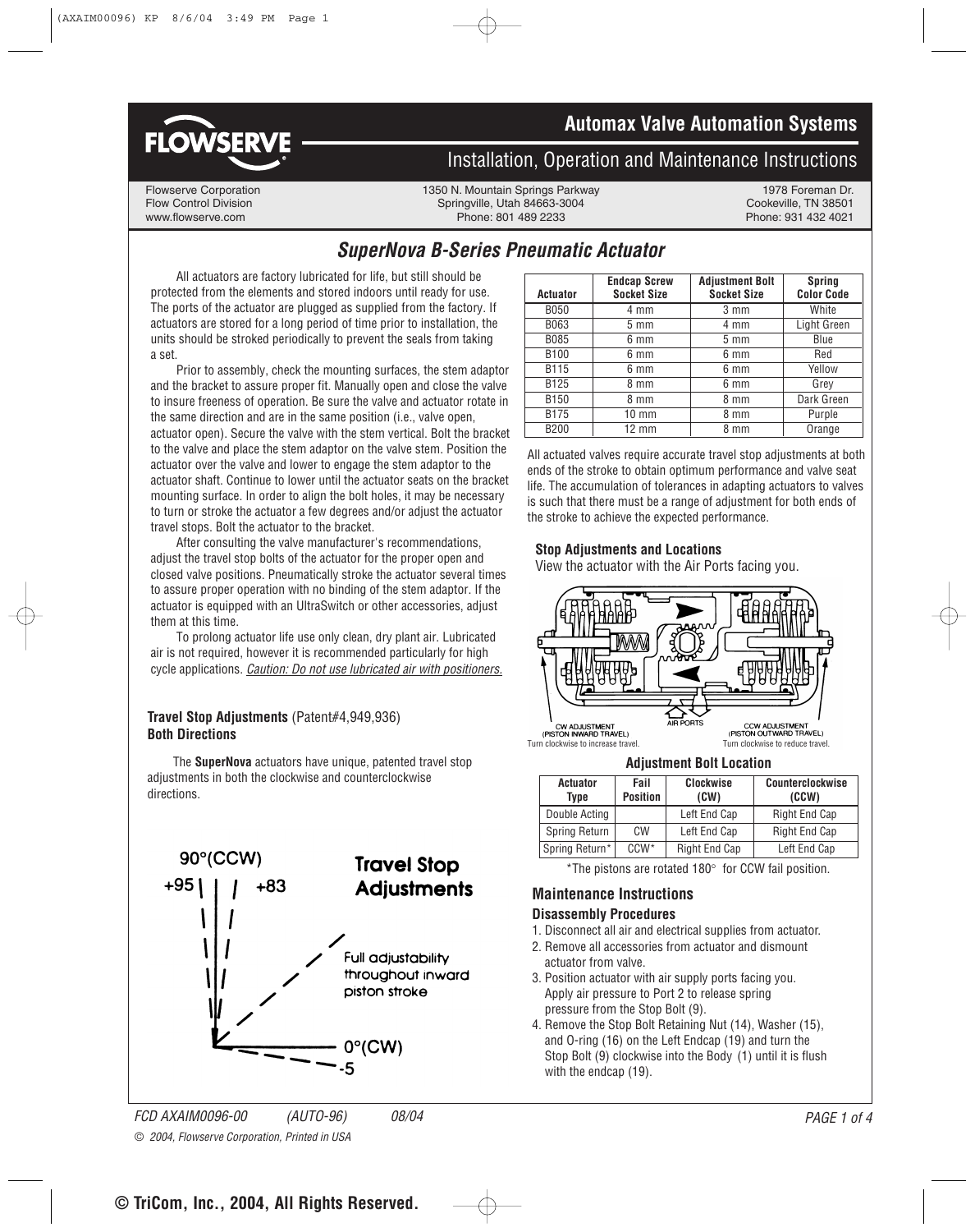# Automax Valve Automation Systems

## Installation, Operation and Maintenance Instructions

Flowserve Corporation
Flow Control Division
www.flowserve.com

1350 N. Mountain Springs Parkway
Springville, Utah 84663-3004
Phone: 801 489 2233

1978 Foreman Dr.
Cookeville, TN 38501
Phone: 931 432 4021

# *SuperNova B-Series Pneumatic Actuator*

All actuators are factory lubricated for life, but still should be protected from the elements and stored indoors until ready for use. The ports of the actuator are plugged as supplied from the factory. If actuators are stored for a long period of time prior to installation, the units should be stroked periodically to prevent the seals from taking a set.

Prior to assembly, check the mounting surfaces, the stem adaptor and the bracket to assure proper fit. Manually open and close the valve to insure freeness of operation. Be sure the valve and actuator rotate in the same direction and are in the same position (i.e., valve open, actuator open). Secure the valve with the stem vertical. Bolt the bracket to the valve and place the stem adaptor on the valve stem. Position the actuator over the valve and lower to engage the stem adaptor to the actuator shaft. Continue to lower until the actuator seats on the bracket mounting surface. In order to align the bolt holes, it may be necessary to turn or stroke the actuator a few degrees and/or adjust the actuator travel stops. Bolt the actuator to the bracket.

After consulting the valve manufacturer's recommendations, adjust the travel stop bolts of the actuator for the proper open and closed valve positions. Pneumatically stroke the actuator several times to assure proper operation with no binding of the stem adaptor. If the actuator is equipped with an UltraSwitch or other accessories, adjust them at this time.

To prolong actuator life use only clean, dry plant air. Lubricated air is not required, however it is recommended particularly for high cycle applications. *Caution: Do not use lubricated air with positioners.*

**Travel Stop Adjustments** (Patent#4,949,936)
**Both Directions**

The **SuperNova** actuators have unique, patented travel stop adjustments in both the clockwise and counterclockwise directions.

**Travel Stop Adjustments**

90°(CCW) +95 +83

Full adjustability throughout inward piston stroke

0°(CW) -5

| Actuator | Endcap Screw Socket Size | Adjustment Bolt Socket Size | Spring Color Code |
|---|---|---|---|
| B050 | 4 mm | 3 mm | White |
| B063 | 5 mm | 4 mm | Light Green |
| B085 | 6 mm | 5 mm | Blue |
| B100 | 6 mm | 6 mm | Red |
| B115 | 6 mm | 6 mm | Yellow |
| B125 | 8 mm | 6 mm | Grey |
| B150 | 8 mm | 8 mm | Dark Green |
| B175 | 10 mm | 8 mm | Purple |
| B200 | 12 mm | 8 mm | Orange |

All actuated valves require accurate travel stop adjustments at both ends of the stroke to obtain optimum performance and valve seat life. The accumulation of tolerances in adapting actuators to valves is such that there must be a range of adjustment for both ends of the stroke to achieve the expected performance.

### Stop Adjustments and Locations

View the actuator with the Air Ports facing you.

CW ADJUSTMENT (PISTON INWARD TRAVEL) — Turn clockwise to increase travel.

AIR PORTS

CCW ADJUSTMENT (PISTON OUTWARD TRAVEL) — Turn clockwise to reduce travel.

**Adjustment Bolt Location**

| Actuator Type | Fail Position | Clockwise (CW) | Counterclockwise (CCW) |
|---|---|---|---|
| Double Acting | | Left End Cap | Right End Cap |
| Spring Return | CW | Left End Cap | Right End Cap |
| Spring Return* | CCW* | Right End Cap | Left End Cap |

*The pistons are rotated 180° for CCW fail position.

## Maintenance Instructions

### Disassembly Procedures

1. Disconnect all air and electrical supplies from actuator.
2. Remove all accessories from actuator and dismount actuator from valve.
3. Position actuator with air supply ports facing you. Apply air pressure to Port 2 to release spring pressure from the Stop Bolt (9).
4. Remove the Stop Bolt Retaining Nut (14), Washer (15), and O-ring (16) on the Left Endcap (19) and turn the Stop Bolt (9) clockwise into the Body (1) until it is flush with the endcap (19).

FCD AXAIM0096-00 (AUTO-96) 08/04

© 2004, Flowserve Corporation, Printed in USA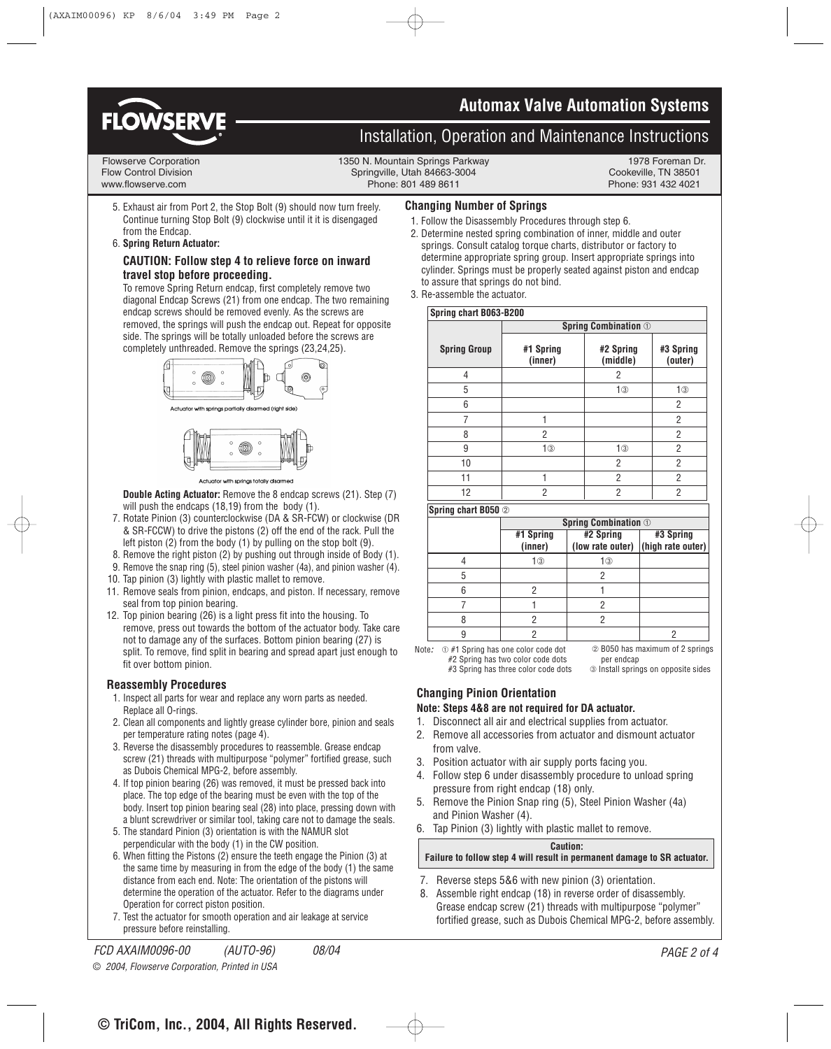# Automax Valve Automation Systems

## Installation, Operation and Maintenance Instructions

Flowserve Corporation
Flow Control Division
www.flowserve.com

1350 N. Mountain Springs Parkway
Springville, Utah 84663-3004
Phone: 801 489 8611

1978 Foreman Dr.
Cookeville, TN 38501
Phone: 931 432 4021

5. Exhaust air from Port 2, the Stop Bolt (9) should now turn freely. Continue turning Stop Bolt (9) clockwise until it it is disengaged from the Endcap.
6. **Spring Return Actuator:**

   **CAUTION: Follow step 4 to relieve force on inward travel stop before proceeding.**

   To remove Spring Return endcap, first completely remove two diagonal Endcap Screws (21) from one endcap. The two remaining endcap screws should be removed evenly. As the screws are removed, the springs will push the endcap out. Repeat for opposite side. The springs will be totally unloaded before the screws are completely unthreaded. Remove the springs (23,24,25).

   Actuator with springs partially disarmed (right side)

   Actuator with springs totally disarmed

   **Double Acting Actuator:** Remove the 8 endcap screws (21). Step (7) will push the endcaps (18,19) from the body (1).
7. Rotate Pinion (3) counterclockwise (DA & SR-FCW) or clockwise (DR & SR-FCCW) to drive the pistons (2) off the end of the rack. Pull the left piston (2) from the body (1) by pulling on the stop bolt (9).
8. Remove the right piston (2) by pushing out through inside of Body (1).
9. Remove the snap ring (5), steel pinion washer (4a), and pinion washer (4).
10. Tap pinion (3) lightly with plastic mallet to remove.
11. Remove seals from pinion, endcaps, and piston. If necessary, remove seal from top pinion bearing.
12. Top pinion bearing (26) is a light press fit into the housing. To remove, press out towards the bottom of the actuator body. Take care not to damage any of the surfaces. Bottom pinion bearing (27) is split. To remove, find split in bearing and spread apart just enough to fit over bottom pinion.

### Reassembly Procedures

1. Inspect all parts for wear and replace any worn parts as needed. Replace all O-rings.
2. Clean all components and lightly grease cylinder bore, pinion and seals per temperature rating notes (page 4).
3. Reverse the disassembly procedures to reassemble. Grease endcap screw (21) threads with multipurpose "polymer" fortified grease, such as Dubois Chemical MPG-2, before assembly.
4. If top pinion bearing (26) was removed, it must be pressed back into place. The top edge of the bearing must be even with the top of the body. Insert top pinion bearing seal (28) into place, pressing down with a blunt screwdriver or similar tool, taking care not to damage the seals.
5. The standard Pinion (3) orientation is with the NAMUR slot perpendicular with the body (1) in the CW position.
6. When fitting the Pistons (2) ensure the teeth engage the Pinion (3) at the same time by measuring in from the edge of the body (1) the same distance from each end. Note: The orientation of the pistons will determine the operation of the actuator. Refer to the diagrams under Operation for correct piston position.
7. Test the actuator for smooth operation and air leakage at service pressure before reinstalling.

### Changing Number of Springs

1. Follow the Disassembly Procedures through step 6.
2. Determine nested spring combination of inner, middle and outer springs. Consult catalog torque charts, distributor or factory to determine appropriate spring group. Insert appropriate springs into cylinder. Springs must be properly seated against piston and endcap to assure that springs do not bind.
3. Re-assemble the actuator.

**Spring chart B063-B200**

| | Spring Combination ① | | |
|---|---|---|---|
| **Spring Group** | **#1 Spring (inner)** | **#2 Spring (middle)** | **#3 Spring (outer)** |
| 4 | | 2 | |
| 5 | | 1③ | 1③ |
| 6 | | | 2 |
| 7 | 1 | | 2 |
| 8 | 2 | | 2 |
| 9 | 1③ | 1③ | 2 |
| 10 | | 2 | 2 |
| 11 | 1 | 2 | 2 |
| 12 | 2 | 2 | 2 |

**Spring chart B050 ②**

| | Spring Combination ① | | |
|---|---|---|---|
| | **#1 Spring (inner)** | **#2 Spring (low rate outer)** | **#3 Spring (high rate outer)** |
| 4 | 1③ | 1③ | |
| 5 | | 2 | |
| 6 | 2 | 1 | |
| 7 | 1 | 2 | |
| 8 | 2 | 2 | |
| 9 | 2 | | 2 |

Note: ① #1 Spring has one color code dot; #2 Spring has two color code dots; #3 Spring has three color code dots
② B050 has maximum of 2 springs per endcap
③ Install springs on opposite sides

### Changing Pinion Orientation

**Note: Steps 4&8 are not required for DA actuator.**

1. Disconnect all air and electrical supplies from actuator.
2. Remove all accessories from actuator and dismount actuator from valve.
3. Position actuator with air supply ports facing you.
4. Follow step 6 under disassembly procedure to unload spring pressure from right endcap (18) only.
5. Remove the Pinion Snap ring (5), Steel Pinion Washer (4a) and Pinion Washer (4).
6. Tap Pinion (3) lightly with plastic mallet to remove.

**Caution:**
**Failure to follow step 4 will result in permanent damage to SR actuator.**

7. Reverse steps 5&6 with new pinion (3) orientation.
8. Assemble right endcap (18) in reverse order of disassembly. Grease endcap screw (21) threads with multipurpose "polymer" fortified grease, such as Dubois Chemical MPG-2, before assembly.

FCD AXAIM0096-00 (AUTO-96) 08/04

© 2004, Flowserve Corporation, Printed in USA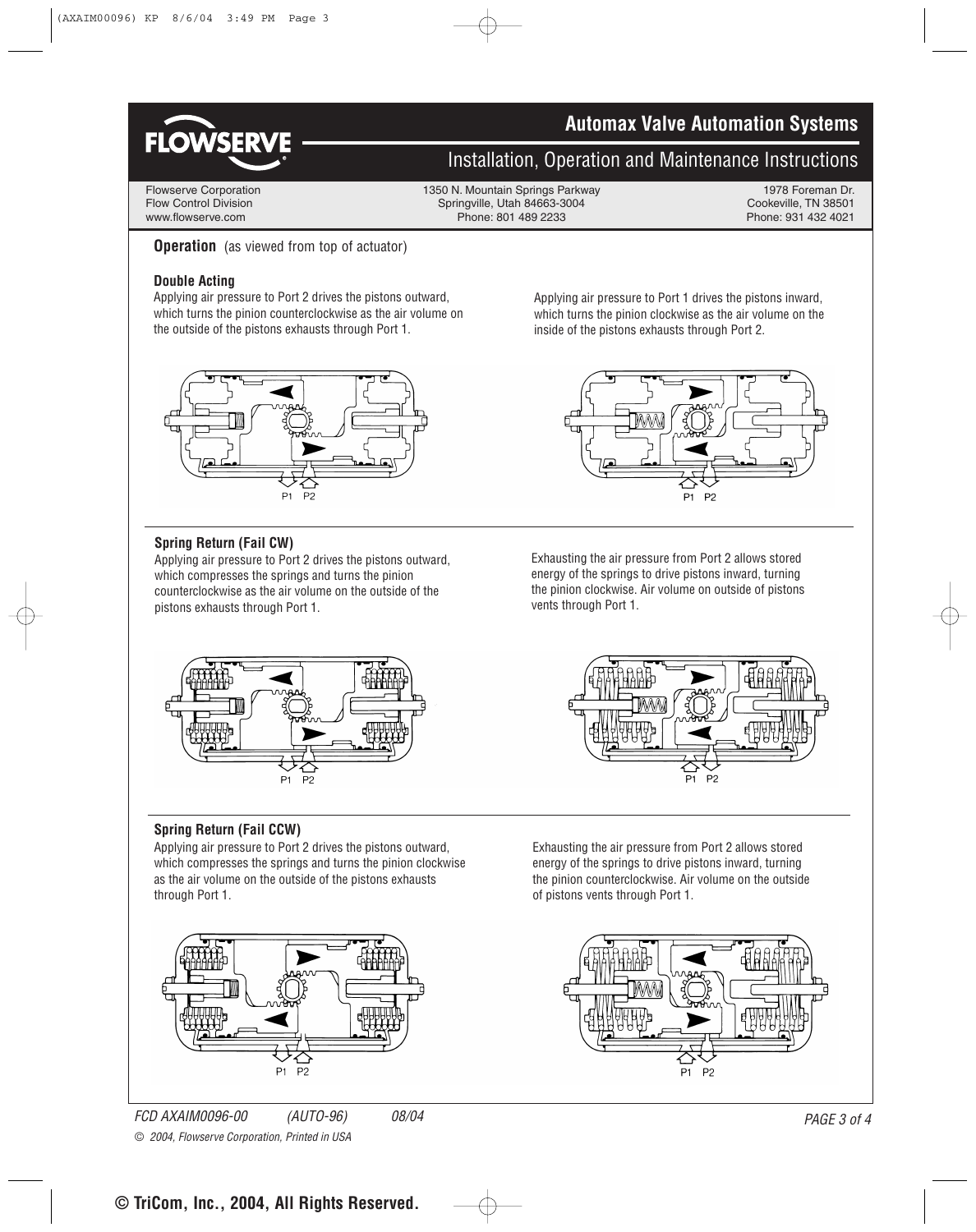# Automax Valve Automation Systems

## Installation, Operation and Maintenance Instructions

Flowserve Corporation
Flow Control Division
www.flowserve.com

1350 N. Mountain Springs Parkway
Springville, Utah 84663-3004
Phone: 801 489 2233

1978 Foreman Dr.
Cookeville, TN 38501
Phone: 931 432 4021

### Operation (as viewed from top of actuator)

#### Double Acting

Applying air pressure to Port 2 drives the pistons outward, which turns the pinion counterclockwise as the air volume on the outside of the pistons exhausts through Port 1.

Applying air pressure to Port 1 drives the pistons inward, which turns the pinion clockwise as the air volume on the inside of the pistons exhausts through Port 2.

P1 P2

P1 P2

#### Spring Return (Fail CW)

Applying air pressure to Port 2 drives the pistons outward, which compresses the springs and turns the pinion counterclockwise as the air volume on the outside of the pistons exhausts through Port 1.

Exhausting the air pressure from Port 2 allows stored energy of the springs to drive pistons inward, turning the pinion clockwise. Air volume on outside of pistons vents through Port 1.

P1 P2

P1 P2

#### Spring Return (Fail CCW)

Applying air pressure to Port 2 drives the pistons outward, which compresses the springs and turns the pinion clockwise as the air volume on the outside of the pistons exhausts through Port 1.

Exhausting the air pressure from Port 2 allows stored energy of the springs to drive pistons inward, turning the pinion counterclockwise. Air volume on the outside of pistons vents through Port 1.

P1 P2

P1 P2

*FCD AXAIM0096-00 (AUTO-96) 08/04*

*© 2004, Flowserve Corporation, Printed in USA*

**© TriCom, Inc., 2004, All Rights Reserved.**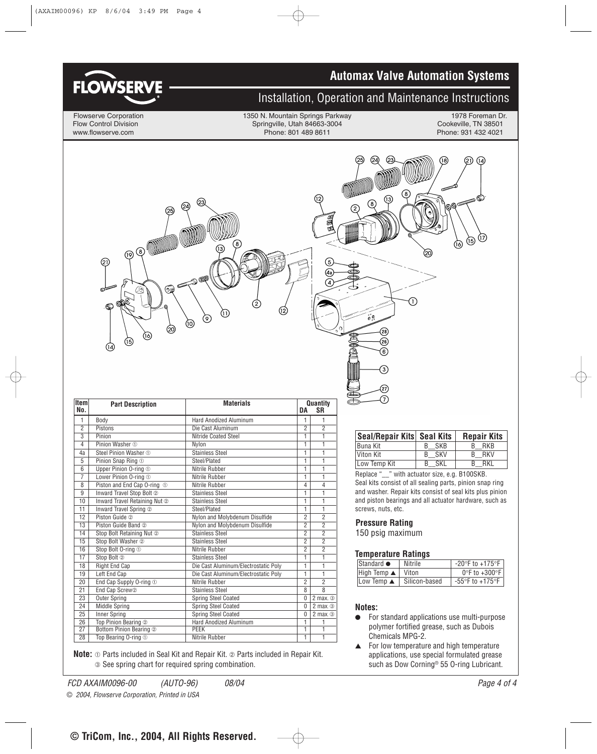# Automax Valve Automation Systems

## Installation, Operation and Maintenance Instructions

Flowserve Corporation
Flow Control Division
www.flowserve.com

1350 N. Mountain Springs Parkway
Springville, Utah 84663-3004
Phone: 801 489 8611

1978 Foreman Dr.
Cookeville, TN 38501
Phone: 931 432 4021

| Item No. | Part Description | Materials | Quantity DA | Quantity SR |
|---|---|---|---|---|
| 1 | Body | Hard Anodized Aluminum | 1 | 1 |
| 2 | Pistons | Die Cast Aluminum | 2 | 2 |
| 3 | Pinion | Nitride Coated Steel | 1 | 1 |
| 4 | Pinion Washer ① | Nylon | 1 | 1 |
| 4a | Steel Pinion Washer ① | Stainless Steel | 1 | 1 |
| 5 | Pinion Snap Ring ① | Steel/Plated | 1 | 1 |
| 6 | Upper Pinion O-ring ① | Nitrile Rubber | 1 | 1 |
| 7 | Lower Pinion O-ring ① | Nitrile Rubber | 1 | 1 |
| 8 | Piston and End Cap O-ring ① | Nitrile Rubber | 4 | 4 |
| 9 | Inward Travel Stop Bolt ② | Stainless Steel | 1 | 1 |
| 10 | Inward Travel Retaining Nut ② | Stainless Steel | 1 | 1 |
| 11 | Inward Travel Spring ② | Steel/Plated | 1 | 1 |
| 12 | Piston Guide ② | Nylon and Molybdenum Disulfide | 2 | 2 |
| 13 | Piston Guide Band ② | Nylon and Molybdenum Disulfide | 2 | 2 |
| 14 | Stop Bolt Retaining Nut ② | Stainless Steel | 2 | 2 |
| 15 | Stop Bolt Washer ② | Stainless Steel | 2 | 2 |
| 16 | Stop Bolt O-ring ① | Nitrile Rubber | 2 | 2 |
| 17 | Stop Bolt ② | Stainless Steel | 1 | 1 |
| 18 | Right End Cap | Die Cast Aluminum/Electrostatic Poly | 1 | 1 |
| 19 | Left End Cap | Die Cast Aluminum/Electrostatic Poly | 1 | 1 |
| 20 | End Cap Supply O-ring ① | Nitrile Rubber | 2 | 2 |
| 21 | End Cap Screw② | Stainless Steel | 8 | 8 |
| 23 | Outer Spring | Spring Steel Coated | 0 | 2 max. ③ |
| 24 | Middle Spring | Spring Steel Coated | 0 | 2 max. ③ |
| 25 | Inner Spring | Spring Steel Coated | 0 | 2 max. ③ |
| 26 | Top Pinion Bearing ② | Hard Anodized Aluminum | 1 | 1 |
| 27 | Bottom Pinion Bearing ② | PEEK | 1 | 1 |
| 28 | Top Bearing O-ring ① | Nitrile Rubber | 1 | 1 |

**Note:** ① Parts included in Seal Kit and Repair Kit. ② Parts included in Repair Kit. ③ See spring chart for required spring combination.

| Seal/Repair Kits | Seal Kits | Repair Kits |
|---|---|---|
| Buna Kit | B__SKB | B__RKB |
| Viton Kit | B__SKV | B__RKV |
| Low Temp Kit | B__SKL | B__RKL |

Replace "__" with actuator size, e.g. B100SKB. Seal kits consist of all sealing parts, pinion snap ring and washer. Repair kits consist of seal kits plus pinion and piston bearings and all actuator hardware, such as screws, nuts, etc.

### Pressure Rating

150 psig maximum

### Temperature Ratings

| | | |
|---|---|---|
| Standard ● | Nitrile | -20°F to +175°F |
| High Temp ▲ | Viton | 0°F to +300°F |
| Low Temp ▲ | Silicon-based | -55°F to +175°F |

### Notes:

- ● For standard applications use multi-purpose polymer fortified grease, such as Dubois Chemicals MPG-2.
- ▲ For low temperature and high temperature applications, use special formulated grease such as Dow Corning® 55 O-ring Lubricant.

FCD AXAIM0096-00 (AUTO-96) 08/04

© 2004, Flowserve Corporation, Printed in USA